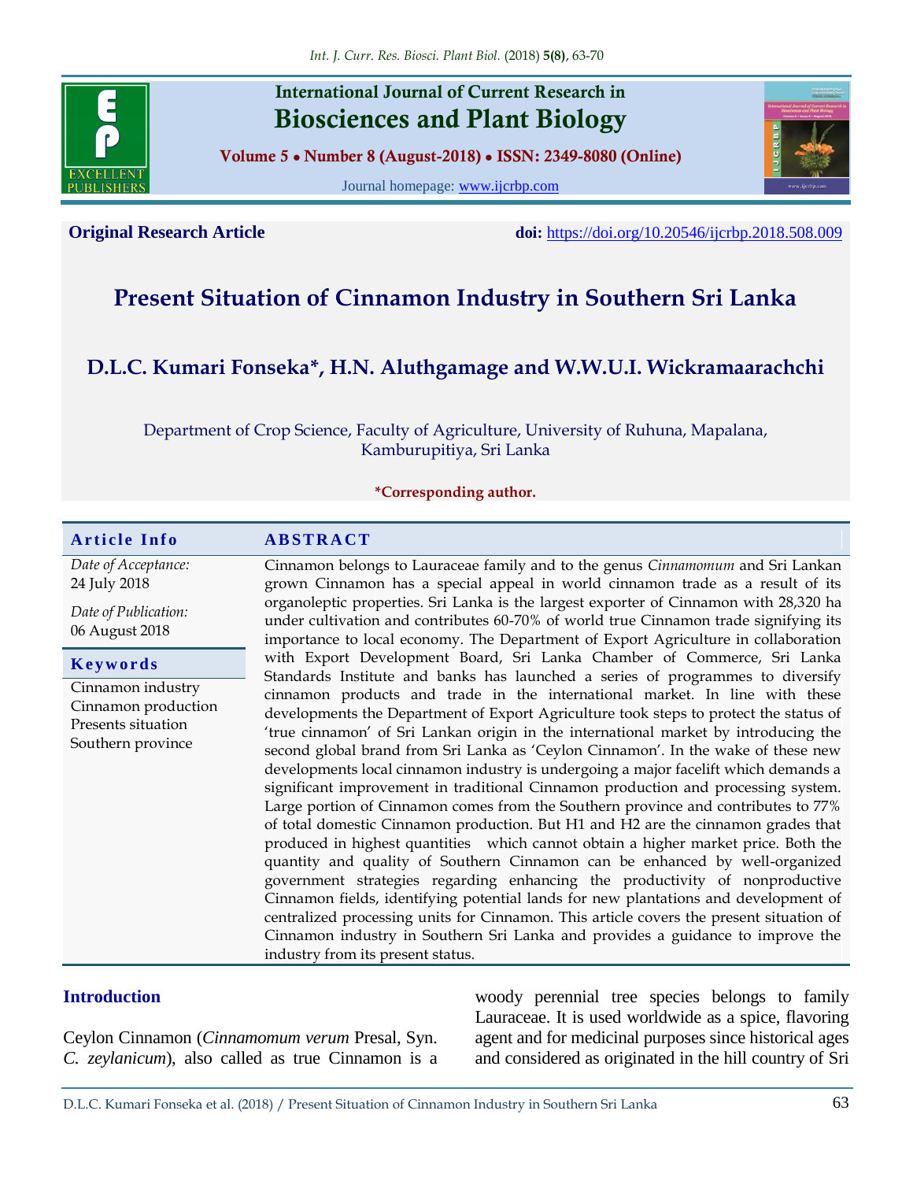**Original Research Article**

**doi:** https://doi.org/10.20546/ijcrbp.2018.508.009

# Present Situation of Cinnamon Industry in Southern Sri Lanka

## D.L.C. Kumari Fonseka*, H.N. Aluthgamage and W.W.U.I. Wickramaarachchi

Department of Crop Science, Faculty of Agriculture, University of Ruhuna, Mapalana, Kamburupitiya, Sri Lanka

*Corresponding author.

**Article Info**

*Date of Acceptance:* 24 July 2018

*Date of Publication:* 06 August 2018

**Keywords**

Cinnamon industry
Cinnamon production
Presents situation
Southern province

**ABSTRACT**

Cinnamon belongs to Lauraceae family and to the genus *Cinnamomum* and Sri Lankan grown Cinnamon has a special appeal in world cinnamon trade as a result of its organoleptic properties. Sri Lanka is the largest exporter of Cinnamon with 28,320 ha under cultivation and contributes 60-70% of world true Cinnamon trade signifying its importance to local economy. The Department of Export Agriculture in collaboration with Export Development Board, Sri Lanka Chamber of Commerce, Sri Lanka Standards Institute and banks has launched a series of programmes to diversify cinnamon products and trade in the international market. In line with these developments the Department of Export Agriculture took steps to protect the status of 'true cinnamon' of Sri Lankan origin in the international market by introducing the second global brand from Sri Lanka as 'Ceylon Cinnamon'. In the wake of these new developments local cinnamon industry is undergoing a major facelift which demands a significant improvement in traditional Cinnamon production and processing system. Large portion of Cinnamon comes from the Southern province and contributes to 77% of total domestic Cinnamon production. But H1 and H2 are the cinnamon grades that produced in highest quantities which cannot obtain a higher market price. Both the quantity and quality of Southern Cinnamon can be enhanced by well-organized government strategies regarding enhancing the productivity of nonproductive Cinnamon fields, identifying potential lands for new plantations and development of centralized processing units for Cinnamon. This article covers the present situation of Cinnamon industry in Southern Sri Lanka and provides a guidance to improve the industry from its present status.

## Introduction

Ceylon Cinnamon (*Cinnamomum verum* Presal, Syn. *C. zeylanicum*), also called as true Cinnamon is a woody perennial tree species belongs to family Lauraceae. It is used worldwide as a spice, flavoring agent and for medicinal purposes since historical ages and considered as originated in the hill country of Sri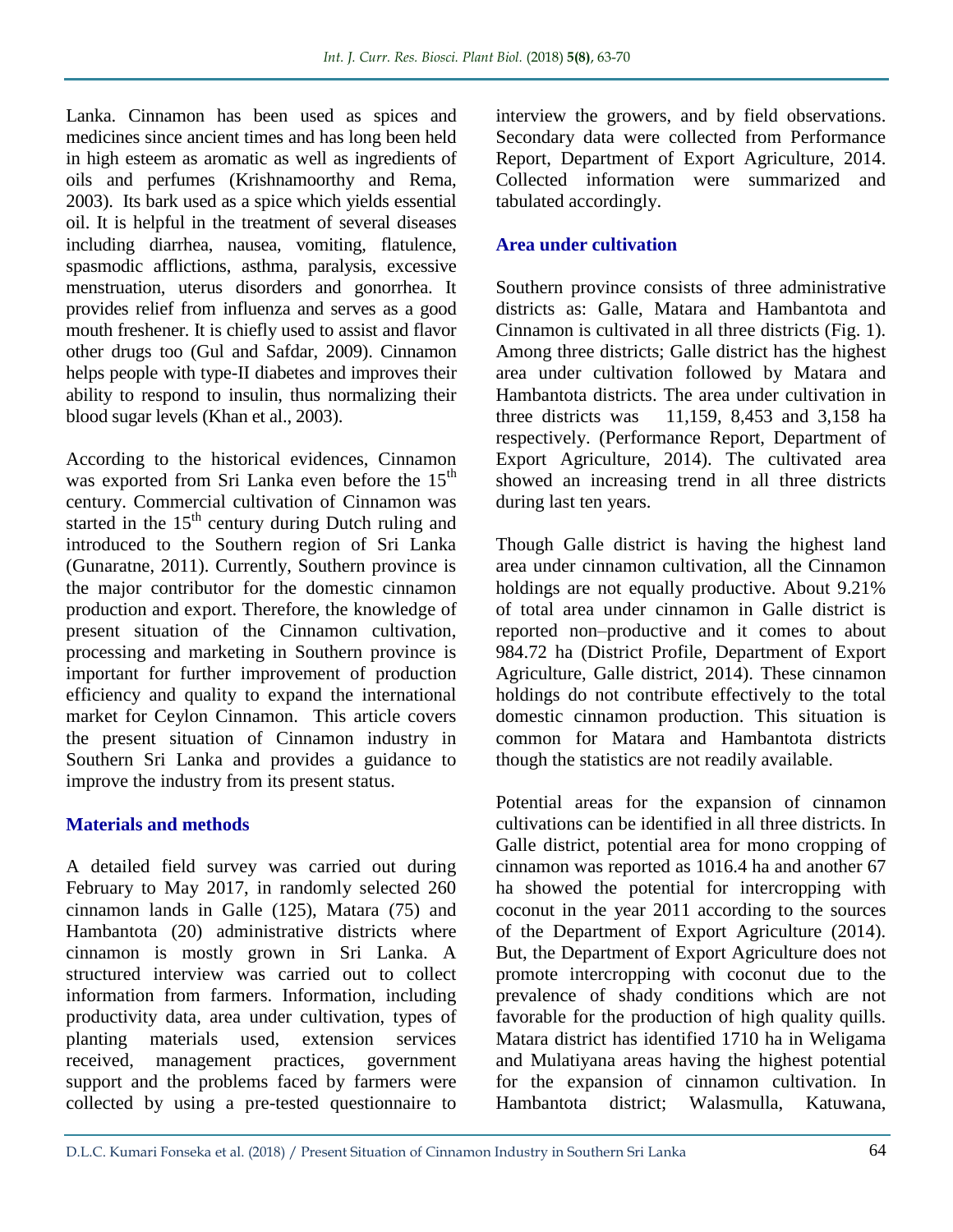Lanka. Cinnamon has been used as spices and medicines since ancient times and has long been held in high esteem as aromatic as well as ingredients of oils and perfumes (Krishnamoorthy and Rema, 2003). Its bark used as a spice which yields essential oil. It is helpful in the treatment of several diseases including diarrhea, nausea, vomiting, flatulence, spasmodic afflictions, asthma, paralysis, excessive menstruation, uterus disorders and gonorrhea. It provides relief from influenza and serves as a good mouth freshener. It is chiefly used to assist and flavor other drugs too (Gul and Safdar, 2009). Cinnamon helps people with type-II diabetes and improves their ability to respond to insulin, thus normalizing their blood sugar levels (Khan et al., 2003).

According to the historical evidences, Cinnamon was exported from Sri Lanka even before the 15$^{th}$ century. Commercial cultivation of Cinnamon was started in the 15$^{th}$ century during Dutch ruling and introduced to the Southern region of Sri Lanka (Gunaratne, 2011). Currently, Southern province is the major contributor for the domestic cinnamon production and export. Therefore, the knowledge of present situation of the Cinnamon cultivation, processing and marketing in Southern province is important for further improvement of production efficiency and quality to expand the international market for Ceylon Cinnamon. This article covers the present situation of Cinnamon industry in Southern Sri Lanka and provides a guidance to improve the industry from its present status.

## Materials and methods

A detailed field survey was carried out during February to May 2017, in randomly selected 260 cinnamon lands in Galle (125), Matara (75) and Hambantota (20) administrative districts where cinnamon is mostly grown in Sri Lanka. A structured interview was carried out to collect information from farmers. Information, including productivity data, area under cultivation, types of planting materials used, extension services received, management practices, government support and the problems faced by farmers were collected by using a pre-tested questionnaire to interview the growers, and by field observations. Secondary data were collected from Performance Report, Department of Export Agriculture, 2014. Collected information were summarized and tabulated accordingly.

## Area under cultivation

Southern province consists of three administrative districts as: Galle, Matara and Hambantota and Cinnamon is cultivated in all three districts (Fig. 1). Among three districts; Galle district has the highest area under cultivation followed by Matara and Hambantota districts. The area under cultivation in three districts was 11,159, 8,453 and 3,158 ha respectively. (Performance Report, Department of Export Agriculture, 2014). The cultivated area showed an increasing trend in all three districts during last ten years.

Though Galle district is having the highest land area under cinnamon cultivation, all the Cinnamon holdings are not equally productive. About 9.21% of total area under cinnamon in Galle district is reported non–productive and it comes to about 984.72 ha (District Profile, Department of Export Agriculture, Galle district, 2014). These cinnamon holdings do not contribute effectively to the total domestic cinnamon production. This situation is common for Matara and Hambantota districts though the statistics are not readily available.

Potential areas for the expansion of cinnamon cultivations can be identified in all three districts. In Galle district, potential area for mono cropping of cinnamon was reported as 1016.4 ha and another 67 ha showed the potential for intercropping with coconut in the year 2011 according to the sources of the Department of Export Agriculture (2014). But, the Department of Export Agriculture does not promote intercropping with coconut due to the prevalence of shady conditions which are not favorable for the production of high quality quills. Matara district has identified 1710 ha in Weligama and Mulatiyana areas having the highest potential for the expansion of cinnamon cultivation. In Hambantota district; Walasmulla, Katuwana,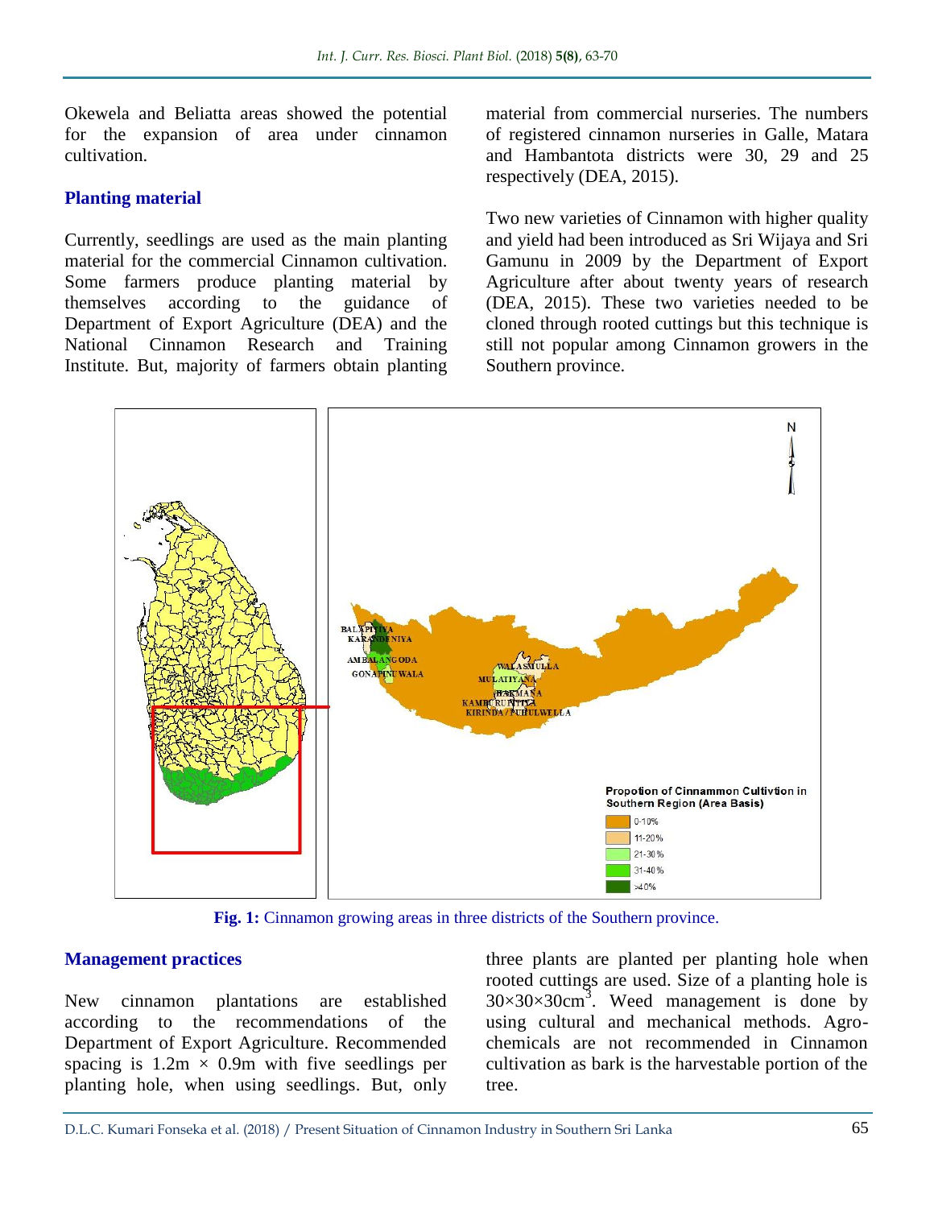Okewela and Beliatta areas showed the potential for the expansion of area under cinnamon cultivation.

## Planting material

Currently, seedlings are used as the main planting material for the commercial Cinnamon cultivation. Some farmers produce planting material by themselves according to the guidance of Department of Export Agriculture (DEA) and the National Cinnamon Research and Training Institute. But, majority of farmers obtain planting material from commercial nurseries. The numbers of registered cinnamon nurseries in Galle, Matara and Hambantota districts were 30, 29 and 25 respectively (DEA, 2015).

Two new varieties of Cinnamon with higher quality and yield had been introduced as Sri Wijaya and Sri Gamunu in 2009 by the Department of Export Agriculture after about twenty years of research (DEA, 2015). These two varieties needed to be cloned through rooted cuttings but this technique is still not popular among Cinnamon growers in the Southern province.

**Fig. 1:** Cinnamon growing areas in three districts of the Southern province.

## Management practices

New cinnamon plantations are established according to the recommendations of the Department of Export Agriculture. Recommended spacing is 1.2m × 0.9m with five seedlings per planting hole, when using seedlings. But, only three plants are planted per planting hole when rooted cuttings are used. Size of a planting hole is $30 \times 30 \times 30 cm^3$. Weed management is done by using cultural and mechanical methods. Agro-chemicals are not recommended in Cinnamon cultivation as bark is the harvestable portion of the tree.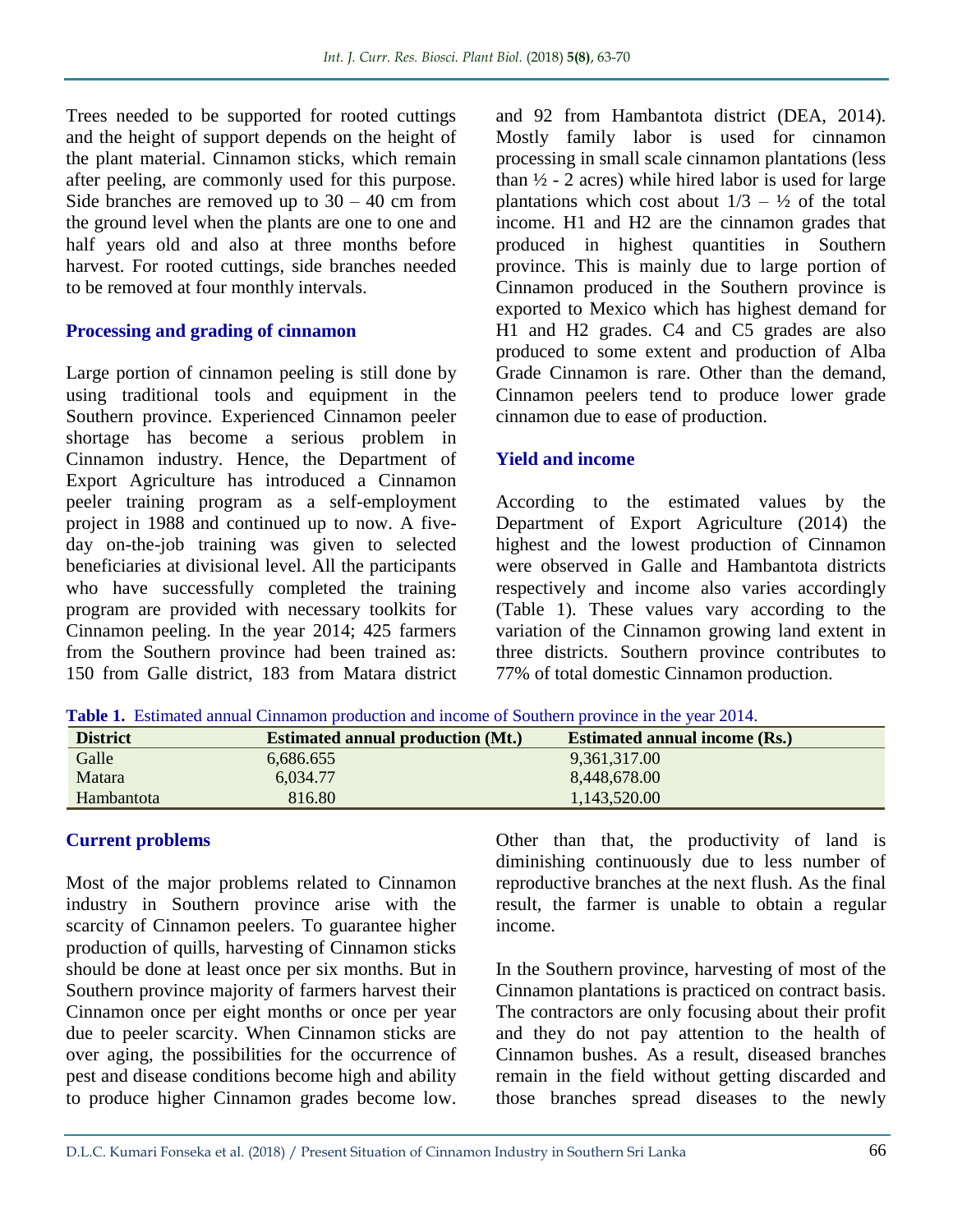Trees needed to be supported for rooted cuttings and the height of support depends on the height of the plant material. Cinnamon sticks, which remain after peeling, are commonly used for this purpose. Side branches are removed up to 30 – 40 cm from the ground level when the plants are one to one and half years old and also at three months before harvest. For rooted cuttings, side branches needed to be removed at four monthly intervals.

## Processing and grading of cinnamon

Large portion of cinnamon peeling is still done by using traditional tools and equipment in the Southern province. Experienced Cinnamon peeler shortage has become a serious problem in Cinnamon industry. Hence, the Department of Export Agriculture has introduced a Cinnamon peeler training program as a self-employment project in 1988 and continued up to now. A five-day on-the-job training was given to selected beneficiaries at divisional level. All the participants who have successfully completed the training program are provided with necessary toolkits for Cinnamon peeling. In the year 2014; 425 farmers from the Southern province had been trained as: 150 from Galle district, 183 from Matara district and 92 from Hambantota district (DEA, 2014). Mostly family labor is used for cinnamon processing in small scale cinnamon plantations (less than ½ - 2 acres) while hired labor is used for large plantations which cost about 1/3 – ½ of the total income. H1 and H2 are the cinnamon grades that produced in highest quantities in Southern province. This is mainly due to large portion of Cinnamon produced in the Southern province is exported to Mexico which has highest demand for H1 and H2 grades. C4 and C5 grades are also produced to some extent and production of Alba Grade Cinnamon is rare. Other than the demand, Cinnamon peelers tend to produce lower grade cinnamon due to ease of production.

## Yield and income

According to the estimated values by the Department of Export Agriculture (2014) the highest and the lowest production of Cinnamon were observed in Galle and Hambantota districts respectively and income also varies accordingly (Table 1). These values vary according to the variation of the Cinnamon growing land extent in three districts. Southern province contributes to 77% of total domestic Cinnamon production.

**Table 1.** Estimated annual Cinnamon production and income of Southern province in the year 2014.

| District | Estimated annual production (Mt.) | Estimated annual income (Rs.) |
|---|---|---|
| Galle | 6,686.655 | 9,361,317.00 |
| Matara | 6,034.77 | 8,448,678.00 |
| Hambantota | 816.80 | 1,143,520.00 |

## Current problems

Most of the major problems related to Cinnamon industry in Southern province arise with the scarcity of Cinnamon peelers. To guarantee higher production of quills, harvesting of Cinnamon sticks should be done at least once per six months. But in Southern province majority of farmers harvest their Cinnamon once per eight months or once per year due to peeler scarcity. When Cinnamon sticks are over aging, the possibilities for the occurrence of pest and disease conditions become high and ability to produce higher Cinnamon grades become low. Other than that, the productivity of land is diminishing continuously due to less number of reproductive branches at the next flush. As the final result, the farmer is unable to obtain a regular income.

In the Southern province, harvesting of most of the Cinnamon plantations is practiced on contract basis. The contractors are only focusing about their profit and they do not pay attention to the health of Cinnamon bushes. As a result, diseased branches remain in the field without getting discarded and those branches spread diseases to the newly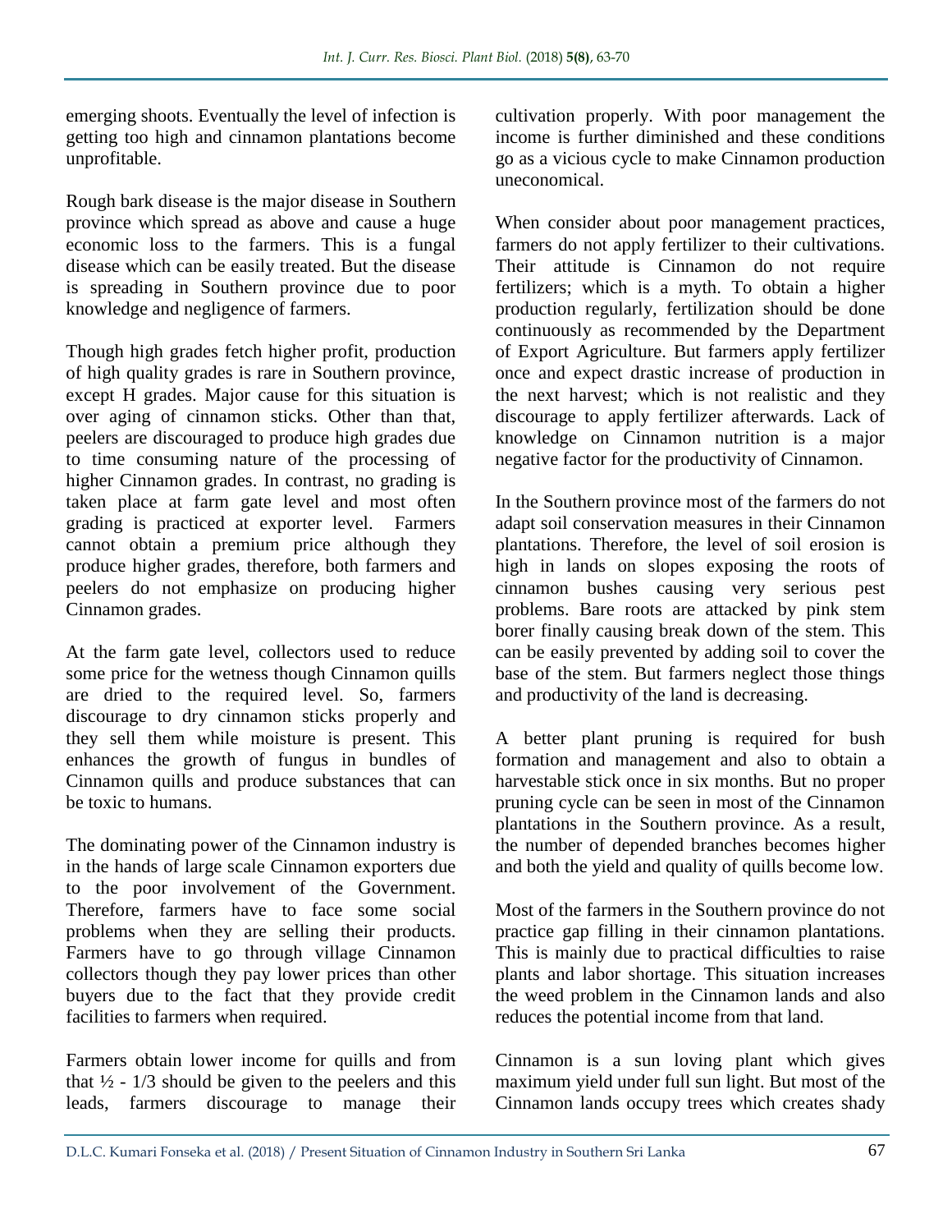emerging shoots. Eventually the level of infection is getting too high and cinnamon plantations become unprofitable.

Rough bark disease is the major disease in Southern province which spread as above and cause a huge economic loss to the farmers. This is a fungal disease which can be easily treated. But the disease is spreading in Southern province due to poor knowledge and negligence of farmers.

Though high grades fetch higher profit, production of high quality grades is rare in Southern province, except H grades. Major cause for this situation is over aging of cinnamon sticks. Other than that, peelers are discouraged to produce high grades due to time consuming nature of the processing of higher Cinnamon grades. In contrast, no grading is taken place at farm gate level and most often grading is practiced at exporter level. Farmers cannot obtain a premium price although they produce higher grades, therefore, both farmers and peelers do not emphasize on producing higher Cinnamon grades.

At the farm gate level, collectors used to reduce some price for the wetness though Cinnamon quills are dried to the required level. So, farmers discourage to dry cinnamon sticks properly and they sell them while moisture is present. This enhances the growth of fungus in bundles of Cinnamon quills and produce substances that can be toxic to humans.

The dominating power of the Cinnamon industry is in the hands of large scale Cinnamon exporters due to the poor involvement of the Government. Therefore, farmers have to face some social problems when they are selling their products. Farmers have to go through village Cinnamon collectors though they pay lower prices than other buyers due to the fact that they provide credit facilities to farmers when required.

Farmers obtain lower income for quills and from that ½ - 1/3 should be given to the peelers and this leads, farmers discourage to manage their cultivation properly. With poor management the income is further diminished and these conditions go as a vicious cycle to make Cinnamon production uneconomical.

When consider about poor management practices, farmers do not apply fertilizer to their cultivations. Their attitude is Cinnamon do not require fertilizers; which is a myth. To obtain a higher production regularly, fertilization should be done continuously as recommended by the Department of Export Agriculture. But farmers apply fertilizer once and expect drastic increase of production in the next harvest; which is not realistic and they discourage to apply fertilizer afterwards. Lack of knowledge on Cinnamon nutrition is a major negative factor for the productivity of Cinnamon.

In the Southern province most of the farmers do not adapt soil conservation measures in their Cinnamon plantations. Therefore, the level of soil erosion is high in lands on slopes exposing the roots of cinnamon bushes causing very serious pest problems. Bare roots are attacked by pink stem borer finally causing break down of the stem. This can be easily prevented by adding soil to cover the base of the stem. But farmers neglect those things and productivity of the land is decreasing.

A better plant pruning is required for bush formation and management and also to obtain a harvestable stick once in six months. But no proper pruning cycle can be seen in most of the Cinnamon plantations in the Southern province. As a result, the number of depended branches becomes higher and both the yield and quality of quills become low.

Most of the farmers in the Southern province do not practice gap filling in their cinnamon plantations. This is mainly due to practical difficulties to raise plants and labor shortage. This situation increases the weed problem in the Cinnamon lands and also reduces the potential income from that land.

Cinnamon is a sun loving plant which gives maximum yield under full sun light. But most of the Cinnamon lands occupy trees which creates shady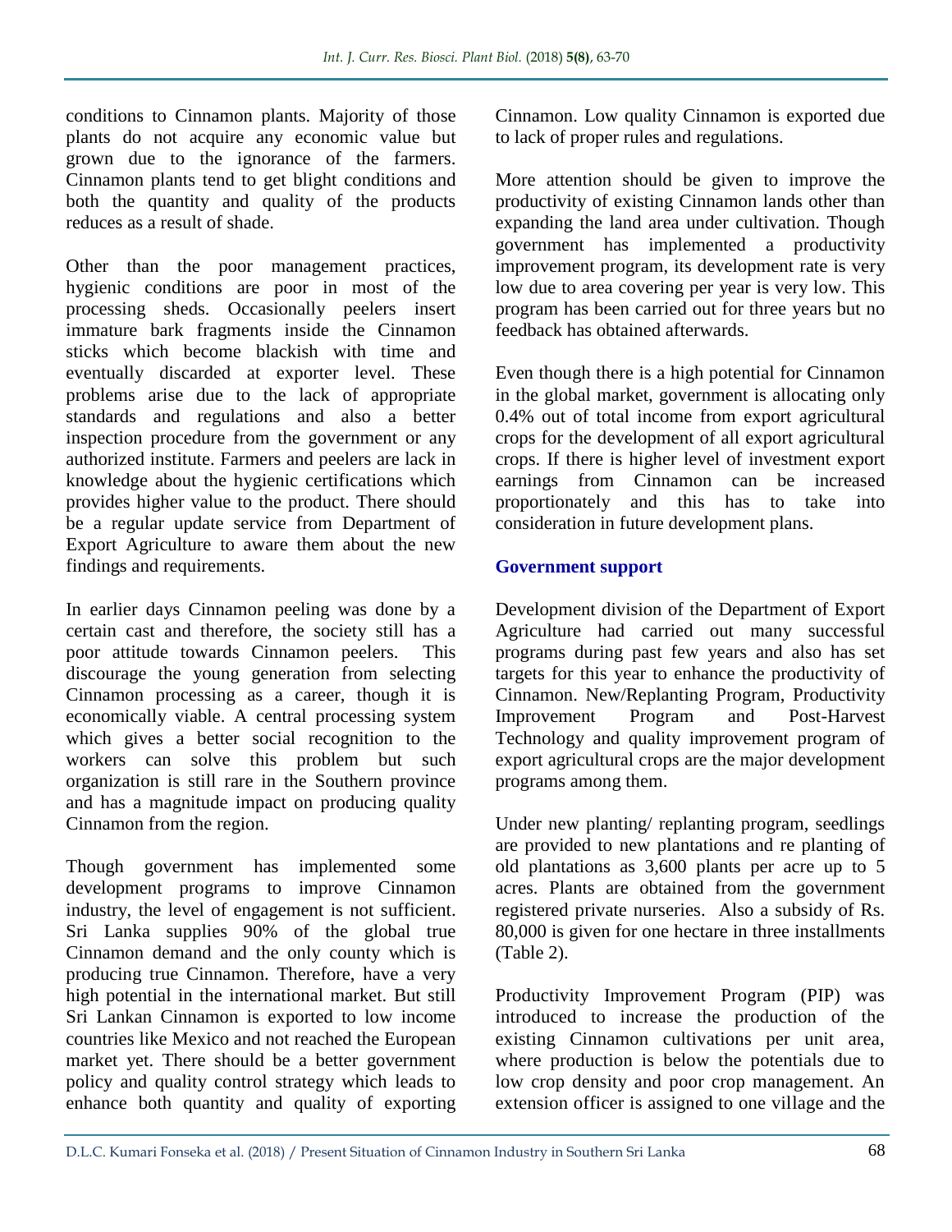conditions to Cinnamon plants. Majority of those plants do not acquire any economic value but grown due to the ignorance of the farmers. Cinnamon plants tend to get blight conditions and both the quantity and quality of the products reduces as a result of shade.

Other than the poor management practices, hygienic conditions are poor in most of the processing sheds. Occasionally peelers insert immature bark fragments inside the Cinnamon sticks which become blackish with time and eventually discarded at exporter level. These problems arise due to the lack of appropriate standards and regulations and also a better inspection procedure from the government or any authorized institute. Farmers and peelers are lack in knowledge about the hygienic certifications which provides higher value to the product. There should be a regular update service from Department of Export Agriculture to aware them about the new findings and requirements.

In earlier days Cinnamon peeling was done by a certain cast and therefore, the society still has a poor attitude towards Cinnamon peelers. This discourage the young generation from selecting Cinnamon processing as a career, though it is economically viable. A central processing system which gives a better social recognition to the workers can solve this problem but such organization is still rare in the Southern province and has a magnitude impact on producing quality Cinnamon from the region.

Though government has implemented some development programs to improve Cinnamon industry, the level of engagement is not sufficient. Sri Lanka supplies 90% of the global true Cinnamon demand and the only county which is producing true Cinnamon. Therefore, have a very high potential in the international market. But still Sri Lankan Cinnamon is exported to low income countries like Mexico and not reached the European market yet. There should be a better government policy and quality control strategy which leads to enhance both quantity and quality of exporting Cinnamon. Low quality Cinnamon is exported due to lack of proper rules and regulations.

More attention should be given to improve the productivity of existing Cinnamon lands other than expanding the land area under cultivation. Though government has implemented a productivity improvement program, its development rate is very low due to area covering per year is very low. This program has been carried out for three years but no feedback has obtained afterwards.

Even though there is a high potential for Cinnamon in the global market, government is allocating only 0.4% out of total income from export agricultural crops for the development of all export agricultural crops. If there is higher level of investment export earnings from Cinnamon can be increased proportionately and this has to take into consideration in future development plans.

## Government support

Development division of the Department of Export Agriculture had carried out many successful programs during past few years and also has set targets for this year to enhance the productivity of Cinnamon. New/Replanting Program, Productivity Improvement Program and Post-Harvest Technology and quality improvement program of export agricultural crops are the major development programs among them.

Under new planting/ replanting program, seedlings are provided to new plantations and re planting of old plantations as 3,600 plants per acre up to 5 acres. Plants are obtained from the government registered private nurseries. Also a subsidy of Rs. 80,000 is given for one hectare in three installments (Table 2).

Productivity Improvement Program (PIP) was introduced to increase the production of the existing Cinnamon cultivations per unit area, where production is below the potentials due to low crop density and poor crop management. An extension officer is assigned to one village and the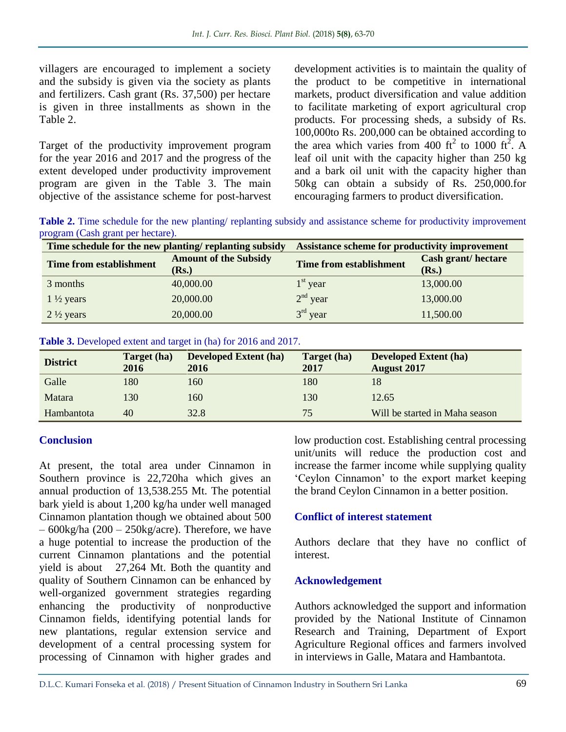villagers are encouraged to implement a society and the subsidy is given via the society as plants and fertilizers. Cash grant (Rs. 37,500) per hectare is given in three installments as shown in the Table 2.

Target of the productivity improvement program for the year 2016 and 2017 and the progress of the extent developed under productivity improvement program are given in the Table 3. The main objective of the assistance scheme for post-harvest development activities is to maintain the quality of the product to be competitive in international markets, product diversification and value addition to facilitate marketing of export agricultural crop products. For processing sheds, a subsidy of Rs. 100,000to Rs. 200,000 can be obtained according to the area which varies from 400 $ft^2$ to 1000 $ft^2$. A leaf oil unit with the capacity higher than 250 kg and a bark oil unit with the capacity higher than 50kg can obtain a subsidy of Rs. 250,000.for encouraging farmers to product diversification.

**Table 2.** Time schedule for the new planting/ replanting subsidy and assistance scheme for productivity improvement program (Cash grant per hectare).

| Time schedule for the new planting/ replanting subsidy | | Assistance scheme for productivity improvement | |
|---|---|---|---|
| **Time from establishment** | **Amount of the Subsidy (Rs.)** | **Time from establishment** | **Cash grant/ hectare (Rs.)** |
| 3 months | 40,000.00 | 1st year | 13,000.00 |
| 1 ½ years | 20,000.00 | 2nd year | 13,000.00 |
| 2 ½ years | 20,000.00 | 3rd year | 11,500.00 |

**Table 3.** Developed extent and target in (ha) for 2016 and 2017.

| District | Target (ha) 2016 | Developed Extent (ha) 2016 | Target (ha) 2017 | Developed Extent (ha) August 2017 |
|---|---|---|---|---|
| Galle | 180 | 160 | 180 | 18 |
| Matara | 130 | 160 | 130 | 12.65 |
| Hambantota | 40 | 32.8 | 75 | Will be started in Maha season |

## Conclusion

At present, the total area under Cinnamon in Southern province is 22,720ha which gives an annual production of 13,538.255 Mt. The potential bark yield is about 1,200 kg/ha under well managed Cinnamon plantation though we obtained about 500 – 600kg/ha (200 – 250kg/acre). Therefore, we have a huge potential to increase the production of the current Cinnamon plantations and the potential yield is about 27,264 Mt. Both the quantity and quality of Southern Cinnamon can be enhanced by well-organized government strategies regarding enhancing the productivity of nonproductive Cinnamon fields, identifying potential lands for new plantations, regular extension service and development of a central processing system for processing of Cinnamon with higher grades and low production cost. Establishing central processing unit/units will reduce the production cost and increase the farmer income while supplying quality 'Ceylon Cinnamon' to the export market keeping the brand Ceylon Cinnamon in a better position.

## Conflict of interest statement

Authors declare that they have no conflict of interest.

## Acknowledgement

Authors acknowledged the support and information provided by the National Institute of Cinnamon Research and Training, Department of Export Agriculture Regional offices and farmers involved in interviews in Galle, Matara and Hambantota.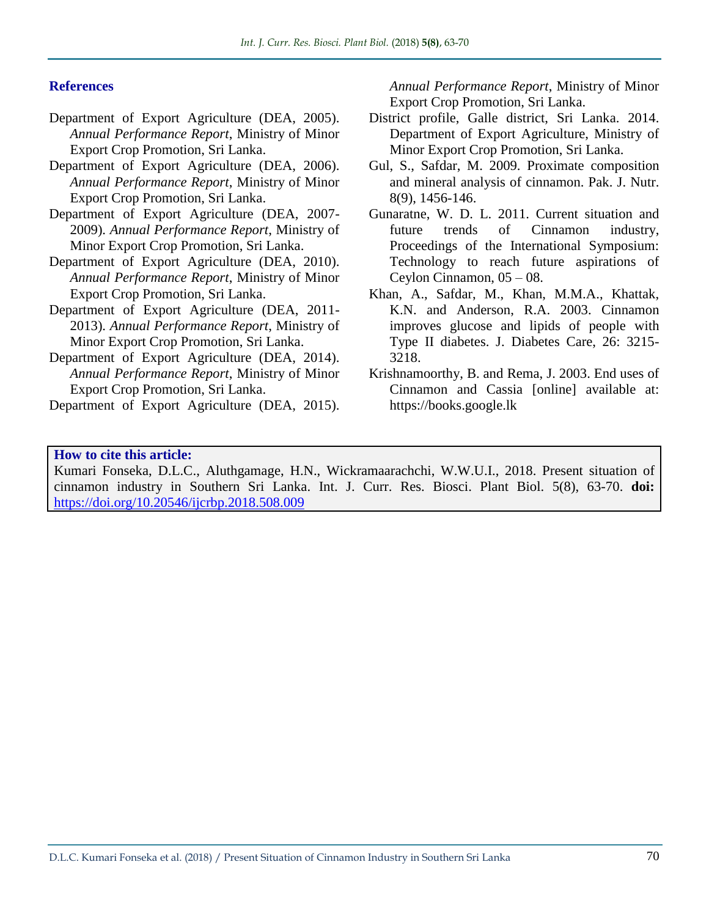## References

Department of Export Agriculture (DEA, 2005). *Annual Performance Report*, Ministry of Minor Export Crop Promotion, Sri Lanka.

Department of Export Agriculture (DEA, 2006). *Annual Performance Report*, Ministry of Minor Export Crop Promotion, Sri Lanka.

Department of Export Agriculture (DEA, 2007-2009). *Annual Performance Report*, Ministry of Minor Export Crop Promotion, Sri Lanka.

Department of Export Agriculture (DEA, 2010). *Annual Performance Report*, Ministry of Minor Export Crop Promotion, Sri Lanka.

Department of Export Agriculture (DEA, 2011-2013). *Annual Performance Report*, Ministry of Minor Export Crop Promotion, Sri Lanka.

Department of Export Agriculture (DEA, 2014). *Annual Performance Report*, Ministry of Minor Export Crop Promotion, Sri Lanka.

Department of Export Agriculture (DEA, 2015). *Annual Performance Report*, Ministry of Minor Export Crop Promotion, Sri Lanka.

District profile, Galle district, Sri Lanka. 2014. Department of Export Agriculture, Ministry of Minor Export Crop Promotion, Sri Lanka.

Gul, S., Safdar, M. 2009. Proximate composition and mineral analysis of cinnamon. Pak. J. Nutr. 8(9), 1456-146.

Gunaratne, W. D. L. 2011. Current situation and future trends of Cinnamon industry, Proceedings of the International Symposium: Technology to reach future aspirations of Ceylon Cinnamon, 05 – 08.

Khan, A., Safdar, M., Khan, M.M.A., Khattak, K.N. and Anderson, R.A. 2003. Cinnamon improves glucose and lipids of people with Type II diabetes. J. Diabetes Care, 26: 3215-3218.

Krishnamoorthy, B. and Rema, J. 2003. End uses of Cinnamon and Cassia [online] available at: https://books.google.lk

**How to cite this article:**

Kumari Fonseka, D.L.C., Aluthgamage, H.N., Wickramaarachchi, W.W.U.I., 2018. Present situation of cinnamon industry in Southern Sri Lanka. Int. J. Curr. Res. Biosci. Plant Biol. 5(8), 63-70. **doi:** https://doi.org/10.20546/ijcrbp.2018.508.009